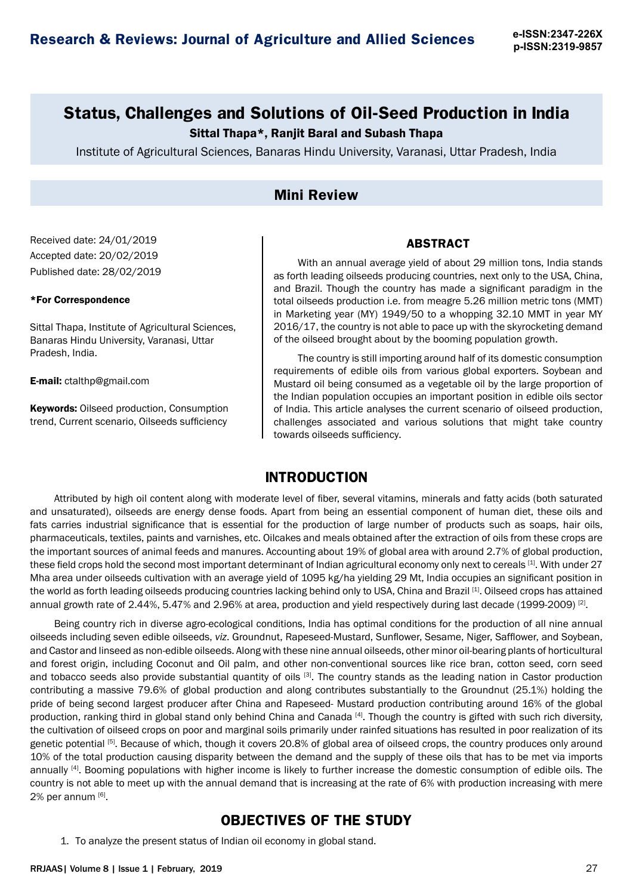# Status, Challenges and Solutions of Oil-Seed Production in India

**Sittal Thapa\*, Ranjit Baral and Subash Thapa**

Institute of Agricultural Sciences, Banaras Hindu University, Varanasi, Uttar Pradesh, India

## Mini Review

Received date: 24/01/2019

Accepted date: 20/02/2019

Published date: 28/02/2019

**\*For Correspondence**

Sittal Thapa, Institute of Agricultural Sciences, Banaras Hindu University, Varanasi, Uttar Pradesh, India.

**E-mail:** ctalthp@gmail.com

**Keywords:** Oilseed production, Consumption trend, Current scenario, Oilseeds sufficiency

### ABSTRACT

With an annual average yield of about 29 million tons, India stands as forth leading oilseeds producing countries, next only to the USA, China, and Brazil. Though the country has made a significant paradigm in the total oilseeds production i.e. from meagre 5.26 million metric tons (MMT) in Marketing year (MY) 1949/50 to a whopping 32.10 MMT in year MY 2016/17, the country is not able to pace up with the skyrocketing demand of the oilseed brought about by the booming population growth.

The country is still importing around half of its domestic consumption requirements of edible oils from various global exporters. Soybean and Mustard oil being consumed as a vegetable oil by the large proportion of the Indian population occupies an important position in edible oils sector of India. This article analyses the current scenario of oilseed production, challenges associated and various solutions that might take country towards oilseeds sufficiency.

## INTRODUCTION

Attributed by high oil content along with moderate level of fiber, several vitamins, minerals and fatty acids (both saturated and unsaturated), oilseeds are energy dense foods. Apart from being an essential component of human diet, these oils and fats carries industrial significance that is essential for the production of large number of products such as soaps, hair oils, pharmaceuticals, textiles, paints and varnishes, etc. Oilcakes and meals obtained after the extraction of oils from these crops are the important sources of animal feeds and manures. Accounting about 19% of global area with around 2.7% of global production, these field crops hold the second most important determinant of Indian agricultural economy only next to cereals [1]. With under 27 Mha area under oilseeds cultivation with an average yield of 1095 kg/ha yielding 29 Mt, India occupies an significant position in the world as forth leading oilseeds producing countries lacking behind only to USA, China and Brazil [1]. Oilseed crops has attained annual growth rate of 2.44%, 5.47% and 2.96% at area, production and yield respectively during last decade (1999-2009) [2].

Being country rich in diverse agro-ecological conditions, India has optimal conditions for the production of all nine annual oilseeds including seven edible oilseeds, *viz*. Groundnut, Rapeseed-Mustard, Sunflower, Sesame, Niger, Safflower, and Soybean, and Castor and linseed as non-edible oilseeds. Along with these nine annual oilseeds, other minor oil-bearing plants of horticultural and forest origin, including Coconut and Oil palm, and other non-conventional sources like rice bran, cotton seed, corn seed and tobacco seeds also provide substantial quantity of oils [3]. The country stands as the leading nation in Castor production contributing a massive 79.6% of global production and along contributes substantially to the Groundnut (25.1%) holding the pride of being second largest producer after China and Rapeseed- Mustard production contributing around 16% of the global production, ranking third in global stand only behind China and Canada [4]. Though the country is gifted with such rich diversity, the cultivation of oilseed crops on poor and marginal soils primarily under rainfed situations has resulted in poor realization of its genetic potential [5]. Because of which, though it covers 20.8% of global area of oilseed crops, the country produces only around 10% of the total production causing disparity between the demand and the supply of these oils that has to be met via imports annually [4]. Booming populations with higher income is likely to further increase the domestic consumption of edible oils. The country is not able to meet up with the annual demand that is increasing at the rate of 6% with production increasing with mere 2% per annum [6].

## OBJECTIVES OF THE STUDY

1. To analyze the present status of Indian oil economy in global stand.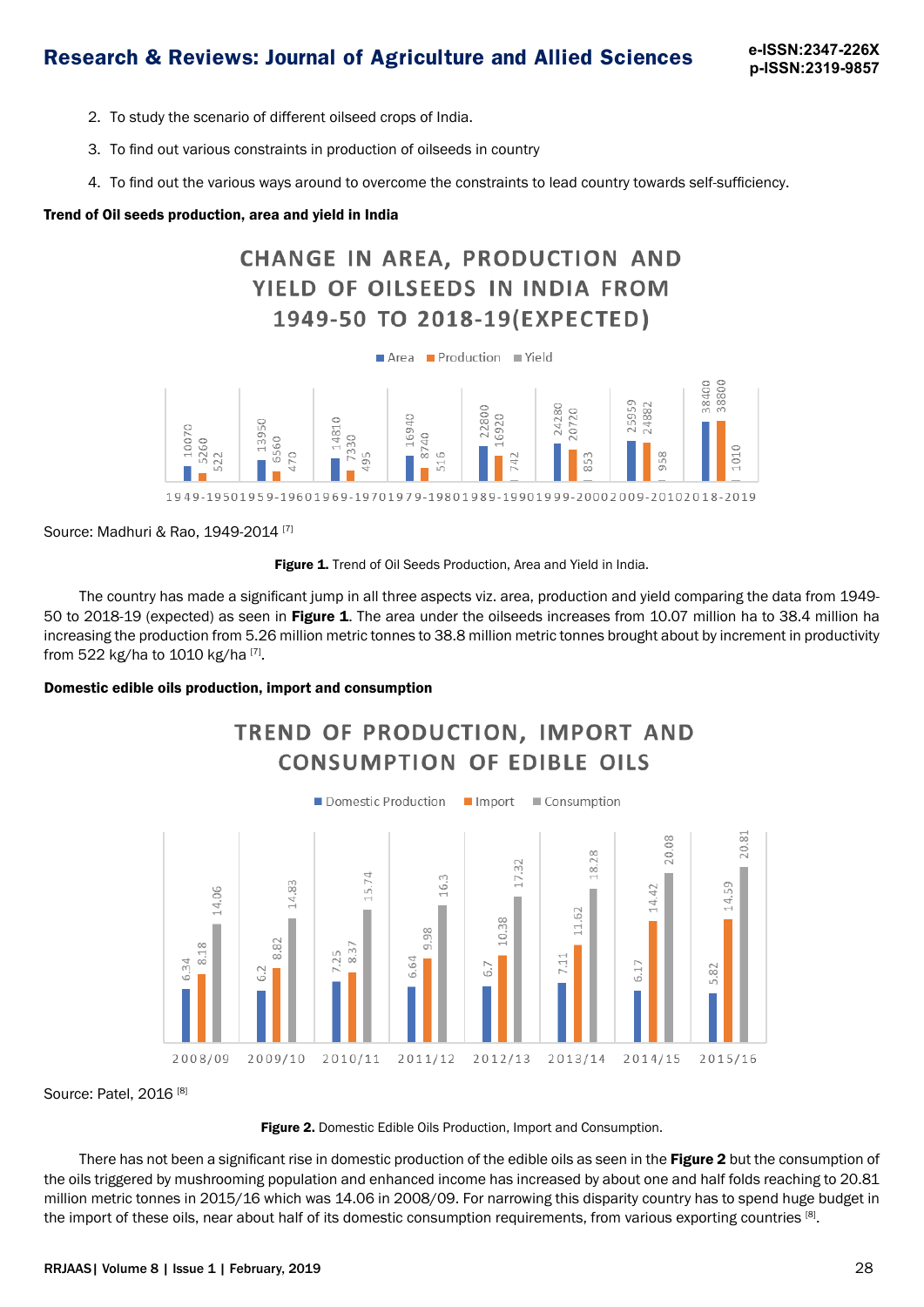2. To study the scenario of different oilseed crops of India.

3. To find out various constraints in production of oilseeds in country

4. To find out the various ways around to overcome the constraints to lead country towards self-sufficiency.

**Trend of Oil seeds production, area and yield in India**

Source: Madhuri & Rao, 1949-2014 [7]

**Figure 1.** Trend of Oil Seeds Production, Area and Yield in India.

The country has made a significant jump in all three aspects viz. area, production and yield comparing the data from 1949-50 to 2018-19 (expected) as seen in **Figure 1**. The area under the oilseeds increases from 10.07 million ha to 38.4 million ha increasing the production from 5.26 million metric tonnes to 38.8 million metric tonnes brought about by increment in productivity from 522 kg/ha to 1010 kg/ha [7].

**Domestic edible oils production, import and consumption**

Source: Patel, 2016 [8]

**Figure 2.** Domestic Edible Oils Production, Import and Consumption.

There has not been a significant rise in domestic production of the edible oils as seen in the **Figure 2** but the consumption of the oils triggered by mushrooming population and enhanced income has increased by about one and half folds reaching to 20.81 million metric tonnes in 2015/16 which was 14.06 in 2008/09. For narrowing this disparity country has to spend huge budget in the import of these oils, near about half of its domestic consumption requirements, from various exporting countries [8].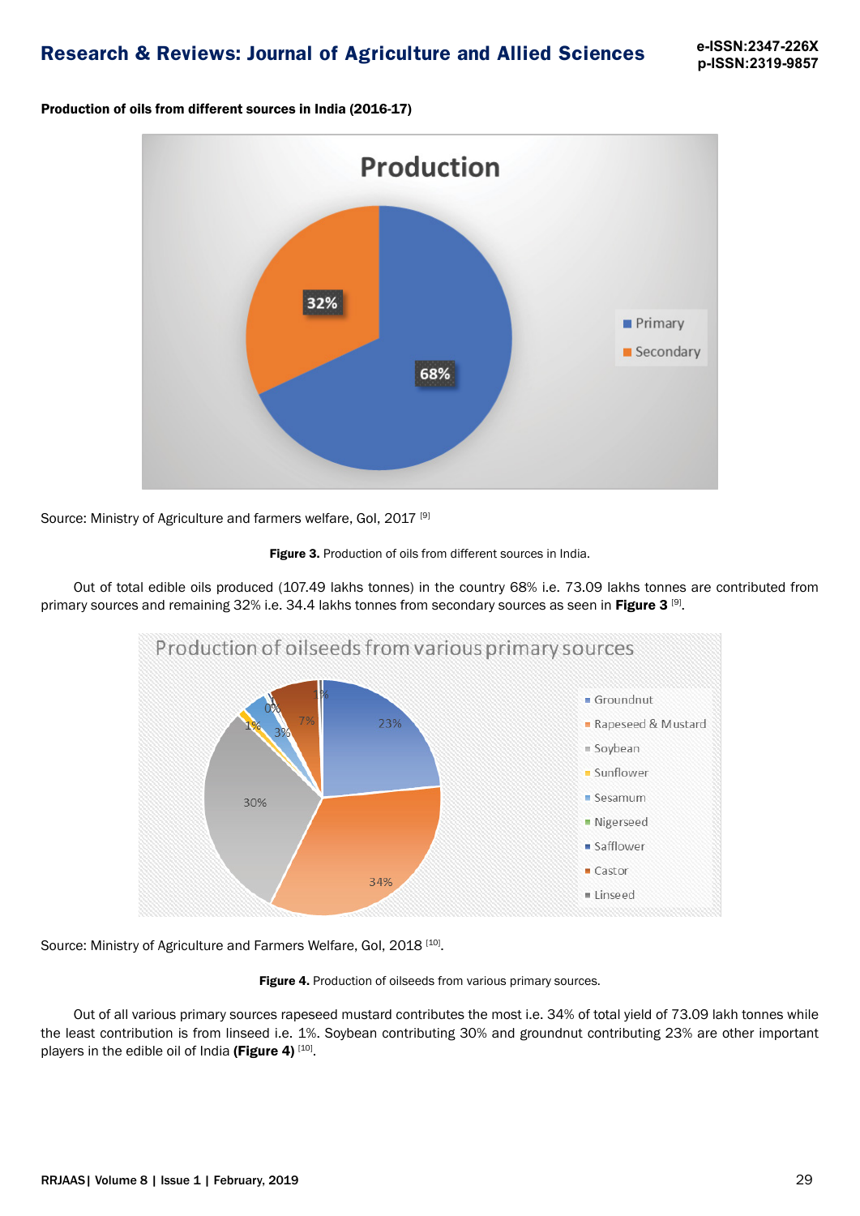**Production of oils from different sources in India (2016-17)**

Source: Ministry of Agriculture and farmers welfare, GoI, 2017 [9]

**Figure 3.** Production of oils from different sources in India.

Out of total edible oils produced (107.49 lakhs tonnes) in the country 68% i.e. 73.09 lakhs tonnes are contributed from primary sources and remaining 32% i.e. 34.4 lakhs tonnes from secondary sources as seen in **Figure 3** [9].

Source: Ministry of Agriculture and Farmers Welfare, GoI, 2018 [10].

**Figure 4.** Production of oilseeds from various primary sources.

Out of all various primary sources rapeseed mustard contributes the most i.e. 34% of total yield of 73.09 lakh tonnes while the least contribution is from linseed i.e. 1%. Soybean contributing 30% and groundnut contributing 23% are other important players in the edible oil of India **(Figure 4)** [10].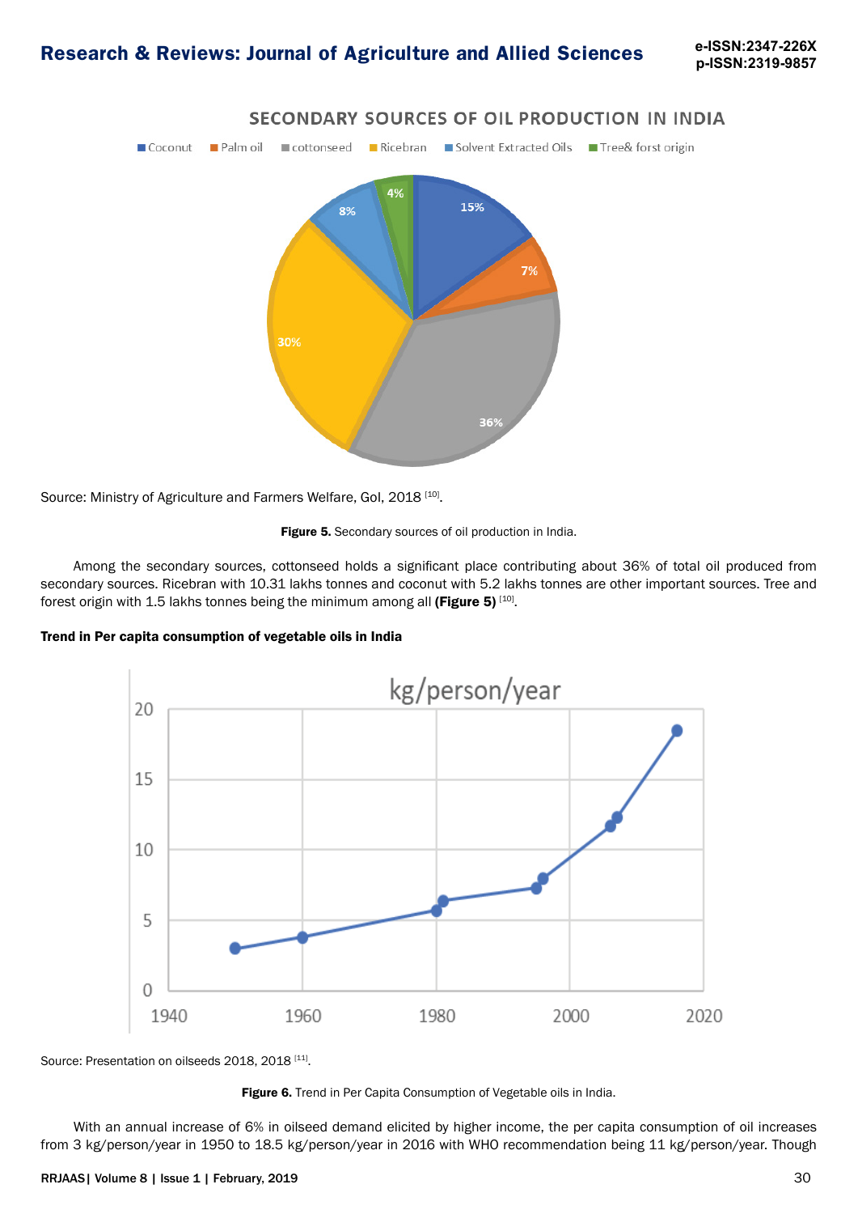Source: Ministry of Agriculture and Farmers Welfare, GoI, 2018 [10].

**Figure 5.** Secondary sources of oil production in India.

Among the secondary sources, cottonseed holds a significant place contributing about 36% of total oil produced from secondary sources. Ricebran with 10.31 lakhs tonnes and coconut with 5.2 lakhs tonnes are other important sources. Tree and forest origin with 1.5 lakhs tonnes being the minimum among all **(Figure 5)** [10].

**Trend in Per capita consumption of vegetable oils in India**

Source: Presentation on oilseeds 2018, 2018 [11].

**Figure 6.** Trend in Per Capita Consumption of Vegetable oils in India.

With an annual increase of 6% in oilseed demand elicited by higher income, the per capita consumption of oil increases from 3 kg/person/year in 1950 to 18.5 kg/person/year in 2016 with WHO recommendation being 11 kg/person/year. Though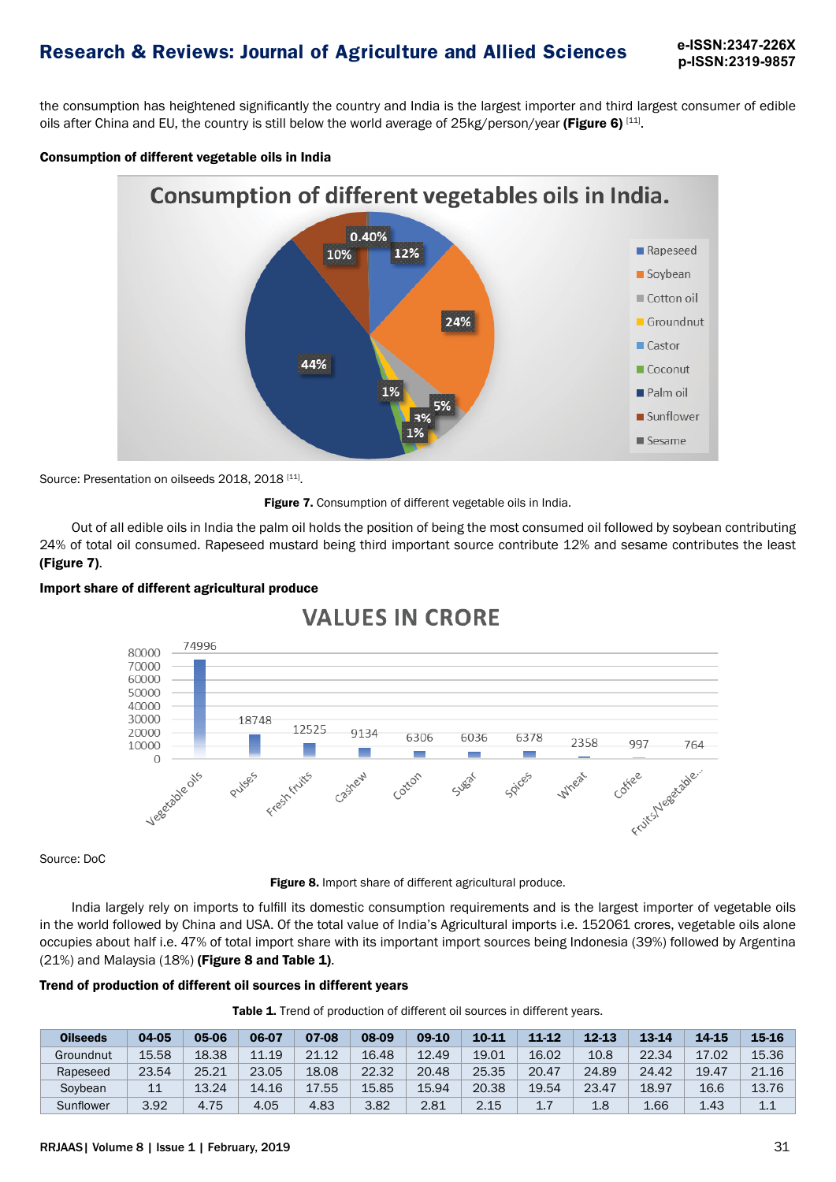the consumption has heightened significantly the country and India is the largest importer and third largest consumer of edible oils after China and EU, the country is still below the world average of 25kg/person/year **(Figure 6)** [11].

**Consumption of different vegetable oils in India**

Source: Presentation on oilseeds 2018, 2018 [11].

**Figure 7.** Consumption of different vegetable oils in India.

Out of all edible oils in India the palm oil holds the position of being the most consumed oil followed by soybean contributing 24% of total oil consumed. Rapeseed mustard being third important source contribute 12% and sesame contributes the least **(Figure 7)**.

**Import share of different agricultural produce**

Source: DoC

**Figure 8.** Import share of different agricultural produce.

India largely rely on imports to fulfill its domestic consumption requirements and is the largest importer of vegetable oils in the world followed by China and USA. Of the total value of India's Agricultural imports i.e. 152061 crores, vegetable oils alone occupies about half i.e. 47% of total import share with its important import sources being Indonesia (39%) followed by Argentina (21%) and Malaysia (18%) **(Figure 8 and Table 1)**.

**Trend of production of different oil sources in different years**

**Table 1.** Trend of production of different oil sources in different years.

| Oilseeds | 04-05 | 05-06 | 06-07 | 07-08 | 08-09 | 09-10 | 10-11 | 11-12 | 12-13 | 13-14 | 14-15 | 15-16 |
|---|---|---|---|---|---|---|---|---|---|---|---|---|
| Groundnut | 15.58 | 18.38 | 11.19 | 21.12 | 16.48 | 12.49 | 19.01 | 16.02 | 10.8 | 22.34 | 17.02 | 15.36 |
| Rapeseed | 23.54 | 25.21 | 23.05 | 18.08 | 22.32 | 20.48 | 25.35 | 20.47 | 24.89 | 24.42 | 19.47 | 21.16 |
| Soybean | 11 | 13.24 | 14.16 | 17.55 | 15.85 | 15.94 | 20.38 | 19.54 | 23.47 | 18.97 | 16.6 | 13.76 |
| Sunflower | 3.92 | 4.75 | 4.05 | 4.83 | 3.82 | 2.81 | 2.15 | 1.7 | 1.8 | 1.66 | 1.43 | 1.1 |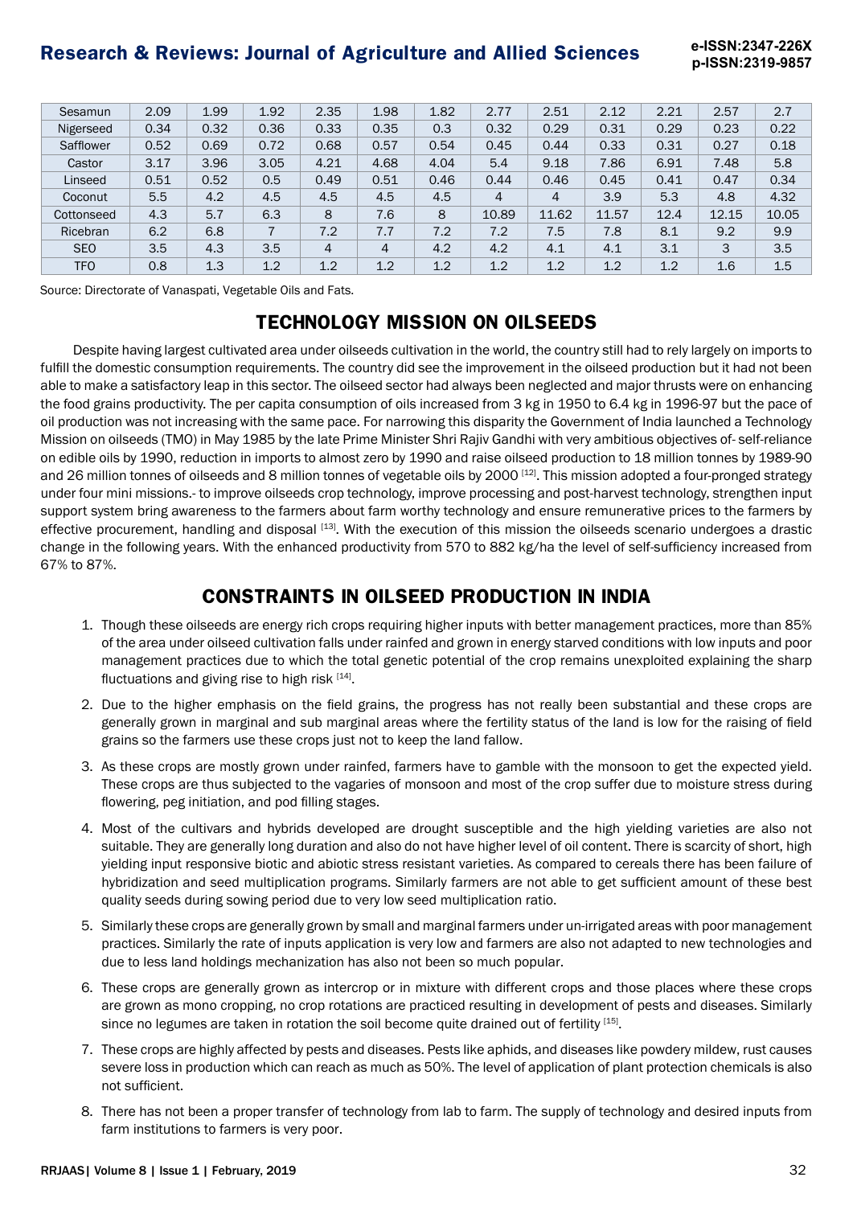| Sesamun | 2.09 | 1.99 | 1.92 | 2.35 | 1.98 | 1.82 | 2.77 | 2.51 | 2.12 | 2.21 | 2.57 | 2.7 |
|---|---|---|---|---|---|---|---|---|---|---|---|---|
| Nigerseed | 0.34 | 0.32 | 0.36 | 0.33 | 0.35 | 0.3 | 0.32 | 0.29 | 0.31 | 0.29 | 0.23 | 0.22 |
| Safflower | 0.52 | 0.69 | 0.72 | 0.68 | 0.57 | 0.54 | 0.45 | 0.44 | 0.33 | 0.31 | 0.27 | 0.18 |
| Castor | 3.17 | 3.96 | 3.05 | 4.21 | 4.68 | 4.04 | 5.4 | 9.18 | 7.86 | 6.91 | 7.48 | 5.8 |
| Linseed | 0.51 | 0.52 | 0.5 | 0.49 | 0.51 | 0.46 | 0.44 | 0.46 | 0.45 | 0.41 | 0.47 | 0.34 |
| Coconut | 5.5 | 4.2 | 4.5 | 4.5 | 4.5 | 4.5 | 4 | 4 | 3.9 | 5.3 | 4.8 | 4.32 |
| Cottonseed | 4.3 | 5.7 | 6.3 | 8 | 7.6 | 8 | 10.89 | 11.62 | 11.57 | 12.4 | 12.15 | 10.05 |
| Ricebran | 6.2 | 6.8 | 7 | 7.2 | 7.7 | 7.2 | 7.2 | 7.5 | 7.8 | 8.1 | 9.2 | 9.9 |
| SEO | 3.5 | 4.3 | 3.5 | 4 | 4 | 4.2 | 4.2 | 4.1 | 4.1 | 3.1 | 3 | 3.5 |
| TFO | 0.8 | 1.3 | 1.2 | 1.2 | 1.2 | 1.2 | 1.2 | 1.2 | 1.2 | 1.2 | 1.6 | 1.5 |

Source: Directorate of Vanaspati, Vegetable Oils and Fats.

## TECHNOLOGY MISSION ON OILSEEDS

Despite having largest cultivated area under oilseeds cultivation in the world, the country still had to rely largely on imports to fulfill the domestic consumption requirements. The country did see the improvement in the oilseed production but it had not been able to make a satisfactory leap in this sector. The oilseed sector had always been neglected and major thrusts were on enhancing the food grains productivity. The per capita consumption of oils increased from 3 kg in 1950 to 6.4 kg in 1996-97 but the pace of oil production was not increasing with the same pace. For narrowing this disparity the Government of India launched a Technology Mission on oilseeds (TMO) in May 1985 by the late Prime Minister Shri Rajiv Gandhi with very ambitious objectives of- self-reliance on edible oils by 1990, reduction in imports to almost zero by 1990 and raise oilseed production to 18 million tonnes by 1989-90 and 26 million tonnes of oilseeds and 8 million tonnes of vegetable oils by 2000 [12]. This mission adopted a four-pronged strategy under four mini missions.- to improve oilseeds crop technology, improve processing and post-harvest technology, strengthen input support system bring awareness to the farmers about farm worthy technology and ensure remunerative prices to the farmers by effective procurement, handling and disposal [13]. With the execution of this mission the oilseeds scenario undergoes a drastic change in the following years. With the enhanced productivity from 570 to 882 kg/ha the level of self-sufficiency increased from 67% to 87%.

## CONSTRAINTS IN OILSEED PRODUCTION IN INDIA

1. Though these oilseeds are energy rich crops requiring higher inputs with better management practices, more than 85% of the area under oilseed cultivation falls under rainfed and grown in energy starved conditions with low inputs and poor management practices due to which the total genetic potential of the crop remains unexploited explaining the sharp fluctuations and giving rise to high risk [14].
2. Due to the higher emphasis on the field grains, the progress has not really been substantial and these crops are generally grown in marginal and sub marginal areas where the fertility status of the land is low for the raising of field grains so the farmers use these crops just not to keep the land fallow.
3. As these crops are mostly grown under rainfed, farmers have to gamble with the monsoon to get the expected yield. These crops are thus subjected to the vagaries of monsoon and most of the crop suffer due to moisture stress during flowering, peg initiation, and pod filling stages.
4. Most of the cultivars and hybrids developed are drought susceptible and the high yielding varieties are also not suitable. They are generally long duration and also do not have higher level of oil content. There is scarcity of short, high yielding input responsive biotic and abiotic stress resistant varieties. As compared to cereals there has been failure of hybridization and seed multiplication programs. Similarly farmers are not able to get sufficient amount of these best quality seeds during sowing period due to very low seed multiplication ratio.
5. Similarly these crops are generally grown by small and marginal farmers under un-irrigated areas with poor management practices. Similarly the rate of inputs application is very low and farmers are also not adapted to new technologies and due to less land holdings mechanization has also not been so much popular.
6. These crops are generally grown as intercrop or in mixture with different crops and those places where these crops are grown as mono cropping, no crop rotations are practiced resulting in development of pests and diseases. Similarly since no legumes are taken in rotation the soil become quite drained out of fertility [15].
7. These crops are highly affected by pests and diseases. Pests like aphids, and diseases like powdery mildew, rust causes severe loss in production which can reach as much as 50%. The level of application of plant protection chemicals is also not sufficient.
8. There has not been a proper transfer of technology from lab to farm. The supply of technology and desired inputs from farm institutions to farmers is very poor.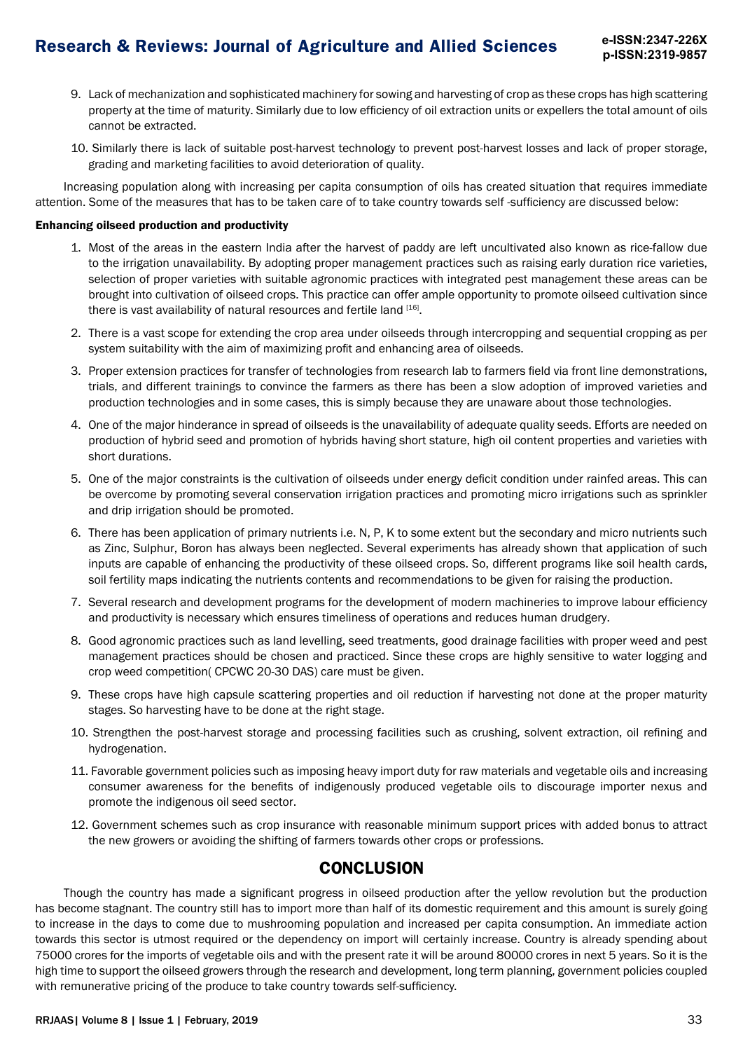9. Lack of mechanization and sophisticated machinery for sowing and harvesting of crop as these crops has high scattering property at the time of maturity. Similarly due to low efficiency of oil extraction units or expellers the total amount of oils cannot be extracted.
10. Similarly there is lack of suitable post-harvest technology to prevent post-harvest losses and lack of proper storage, grading and marketing facilities to avoid deterioration of quality.

Increasing population along with increasing per capita consumption of oils has created situation that requires immediate attention. Some of the measures that has to be taken care of to take country towards self -sufficiency are discussed below:

**Enhancing oilseed production and productivity**

1. Most of the areas in the eastern India after the harvest of paddy are left uncultivated also known as rice-fallow due to the irrigation unavailability. By adopting proper management practices such as raising early duration rice varieties, selection of proper varieties with suitable agronomic practices with integrated pest management these areas can be brought into cultivation of oilseed crops. This practice can offer ample opportunity to promote oilseed cultivation since there is vast availability of natural resources and fertile land [16].
2. There is a vast scope for extending the crop area under oilseeds through intercropping and sequential cropping as per system suitability with the aim of maximizing profit and enhancing area of oilseeds.
3. Proper extension practices for transfer of technologies from research lab to farmers field via front line demonstrations, trials, and different trainings to convince the farmers as there has been a slow adoption of improved varieties and production technologies and in some cases, this is simply because they are unaware about those technologies.
4. One of the major hinderance in spread of oilseeds is the unavailability of adequate quality seeds. Efforts are needed on production of hybrid seed and promotion of hybrids having short stature, high oil content properties and varieties with short durations.
5. One of the major constraints is the cultivation of oilseeds under energy deficit condition under rainfed areas. This can be overcome by promoting several conservation irrigation practices and promoting micro irrigations such as sprinkler and drip irrigation should be promoted.
6. There has been application of primary nutrients i.e. N, P, K to some extent but the secondary and micro nutrients such as Zinc, Sulphur, Boron has always been neglected. Several experiments has already shown that application of such inputs are capable of enhancing the productivity of these oilseed crops. So, different programs like soil health cards, soil fertility maps indicating the nutrients contents and recommendations to be given for raising the production.
7. Several research and development programs for the development of modern machineries to improve labour efficiency and productivity is necessary which ensures timeliness of operations and reduces human drudgery.
8. Good agronomic practices such as land levelling, seed treatments, good drainage facilities with proper weed and pest management practices should be chosen and practiced. Since these crops are highly sensitive to water logging and crop weed competition( CPCWC 20-30 DAS) care must be given.
9. These crops have high capsule scattering properties and oil reduction if harvesting not done at the proper maturity stages. So harvesting have to be done at the right stage.
10. Strengthen the post-harvest storage and processing facilities such as crushing, solvent extraction, oil refining and hydrogenation.
11. Favorable government policies such as imposing heavy import duty for raw materials and vegetable oils and increasing consumer awareness for the benefits of indigenously produced vegetable oils to discourage importer nexus and promote the indigenous oil seed sector.
12. Government schemes such as crop insurance with reasonable minimum support prices with added bonus to attract the new growers or avoiding the shifting of farmers towards other crops or professions.

## CONCLUSION

Though the country has made a significant progress in oilseed production after the yellow revolution but the production has become stagnant. The country still has to import more than half of its domestic requirement and this amount is surely going to increase in the days to come due to mushrooming population and increased per capita consumption. An immediate action towards this sector is utmost required or the dependency on import will certainly increase. Country is already spending about 75000 crores for the imports of vegetable oils and with the present rate it will be around 80000 crores in next 5 years. So it is the high time to support the oilseed growers through the research and development, long term planning, government policies coupled with remunerative pricing of the produce to take country towards self-sufficiency.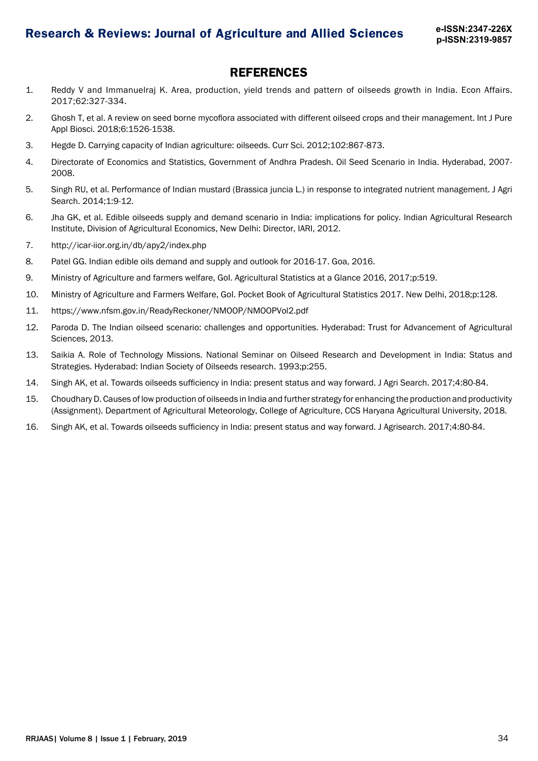## REFERENCES

1. Reddy V and Immanuelraj K. Area, production, yield trends and pattern of oilseeds growth in India. Econ Affairs. 2017;62:327-334.
2. Ghosh T, et al. A review on seed borne mycoflora associated with different oilseed crops and their management. Int J Pure Appl Biosci. 2018;6:1526-1538.
3. Hegde D. Carrying capacity of Indian agriculture: oilseeds. Curr Sci. 2012;102:867-873.
4. Directorate of Economics and Statistics, Government of Andhra Pradesh. Oil Seed Scenario in India. Hyderabad, 2007-2008.
5. Singh RU, et al. Performance of Indian mustard (Brassica juncia L.) in response to integrated nutrient management. J Agri Search. 2014;1:9-12.
6. Jha GK, et al. Edible oilseeds supply and demand scenario in India: implications for policy. Indian Agricultural Research Institute, Division of Agricultural Economics, New Delhi: Director, IARI, 2012.
7. http://icar-iior.org.in/db/apy2/index.php
8. Patel GG. Indian edible oils demand and supply and outlook for 2016-17. Goa, 2016.
9. Ministry of Agriculture and farmers welfare, GoI. Agricultural Statistics at a Glance 2016, 2017;p:519.
10. Ministry of Agriculture and Farmers Welfare, GoI. Pocket Book of Agricultural Statistics 2017. New Delhi, 2018;p:128.
11. https://www.nfsm.gov.in/ReadyReckoner/NMOOP/NMOOPVol2.pdf
12. Paroda D. The Indian oilseed scenario: challenges and opportunities. Hyderabad: Trust for Advancement of Agricultural Sciences, 2013.
13. Saikia A. Role of Technology Missions. National Seminar on Oilseed Research and Development in India: Status and Strategies. Hyderabad: Indian Society of Oilseeds research. 1993;p:255.
14. Singh AK, et al. Towards oilseeds sufficiency in India: present status and way forward. J Agri Search. 2017;4:80-84.
15. Choudhary D. Causes of low production of oilseeds in India and further strategy for enhancing the production and productivity (Assignment). Department of Agricultural Meteorology, College of Agriculture, CCS Haryana Agricultural University, 2018.
16. Singh AK, et al. Towards oilseeds sufficiency in India: present status and way forward. J Agrisearch. 2017;4:80-84.